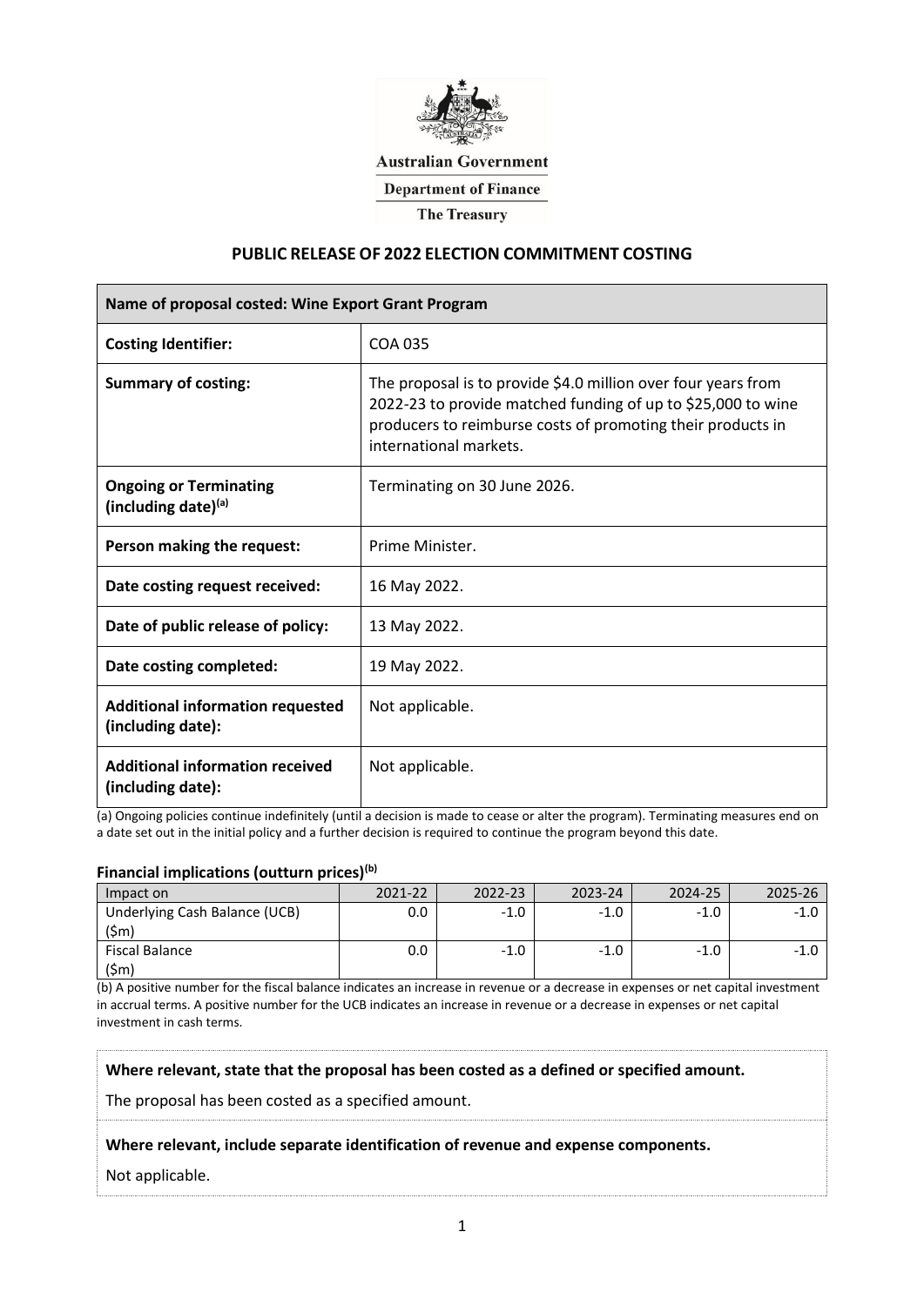Australian Government

Department of Finance

The Treasury

# PUBLIC RELEASE OF 2022 ELECTION COMMITMENT COSTING

| Name of proposal costed: Wine Export Grant Program | |
|---|---|
| **Costing Identifier:** | COA 035 |
| **Summary of costing:** | The proposal is to provide $4.0 million over four years from 2022-23 to provide matched funding of up to $25,000 to wine producers to reimburse costs of promoting their products in international markets. |
| **Ongoing or Terminating (including date)[(a)]** | Terminating on 30 June 2026. |
| **Person making the request:** | Prime Minister. |
| **Date costing request received:** | 16 May 2022. |
| **Date of public release of policy:** | 13 May 2022. |
| **Date costing completed:** | 19 May 2022. |
| **Additional information requested (including date):** | Not applicable. |
| **Additional information received (including date):** | Not applicable. |

(a) Ongoing policies continue indefinitely (until a decision is made to cease or alter the program). Terminating measures end on a date set out in the initial policy and a further decision is required to continue the program beyond this date.

**Financial implications (outturn prices)[(b)]**

| Impact on | 2021-22 | 2022-23 | 2023-24 | 2024-25 | 2025-26 |
|---|---|---|---|---|---|
| Underlying Cash Balance (UCB) ($m) | 0.0 | -1.0 | -1.0 | -1.0 | -1.0 |
| Fiscal Balance ($m) | 0.0 | -1.0 | -1.0 | -1.0 | -1.0 |

(b) A positive number for the fiscal balance indicates an increase in revenue or a decrease in expenses or net capital investment in accrual terms. A positive number for the UCB indicates an increase in revenue or a decrease in expenses or net capital investment in cash terms.

**Where relevant, state that the proposal has been costed as a defined or specified amount.**

The proposal has been costed as a specified amount.

**Where relevant, include separate identification of revenue and expense components.**

Not applicable.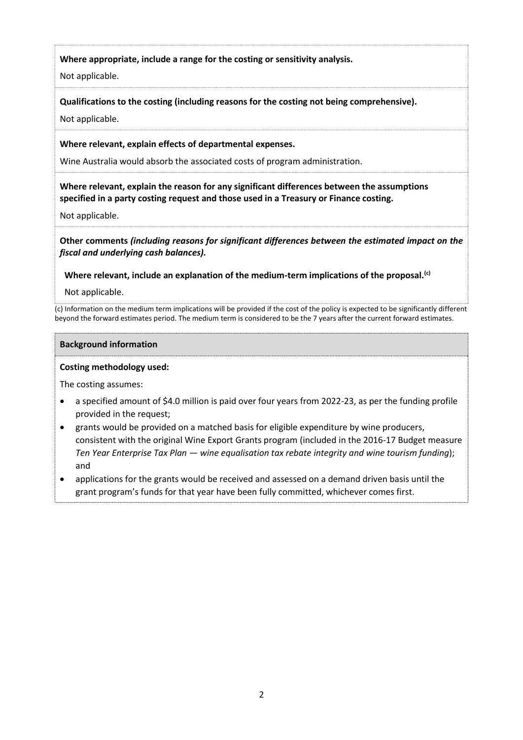**Where appropriate, include a range for the costing or sensitivity analysis.**

Not applicable.

**Qualifications to the costing (including reasons for the costing not being comprehensive).**

Not applicable.

**Where relevant, explain effects of departmental expenses.**

Wine Australia would absorb the associated costs of program administration.

**Where relevant, explain the reason for any significant differences between the assumptions specified in a party costing request and those used in a Treasury or Finance costing.**

Not applicable.

**Other comments *(including reasons for significant differences between the estimated impact on the fiscal and underlying cash balances).***

**Where relevant, include an explanation of the medium-term implications of the proposal.[(c)]**

Not applicable.

(c) Information on the medium term implications will be provided if the cost of the policy is expected to be significantly different beyond the forward estimates period. The medium term is considered to be the 7 years after the current forward estimates.

**Background information**

**Costing methodology used:**

The costing assumes:

- a specified amount of $4.0 million is paid over four years from 2022-23, as per the funding profile provided in the request;
- grants would be provided on a matched basis for eligible expenditure by wine producers, consistent with the original Wine Export Grants program (included in the 2016-17 Budget measure *Ten Year Enterprise Tax Plan — wine equalisation tax rebate integrity and wine tourism funding*); and
- applications for the grants would be received and assessed on a demand driven basis until the grant program's funds for that year have been fully committed, whichever comes first.